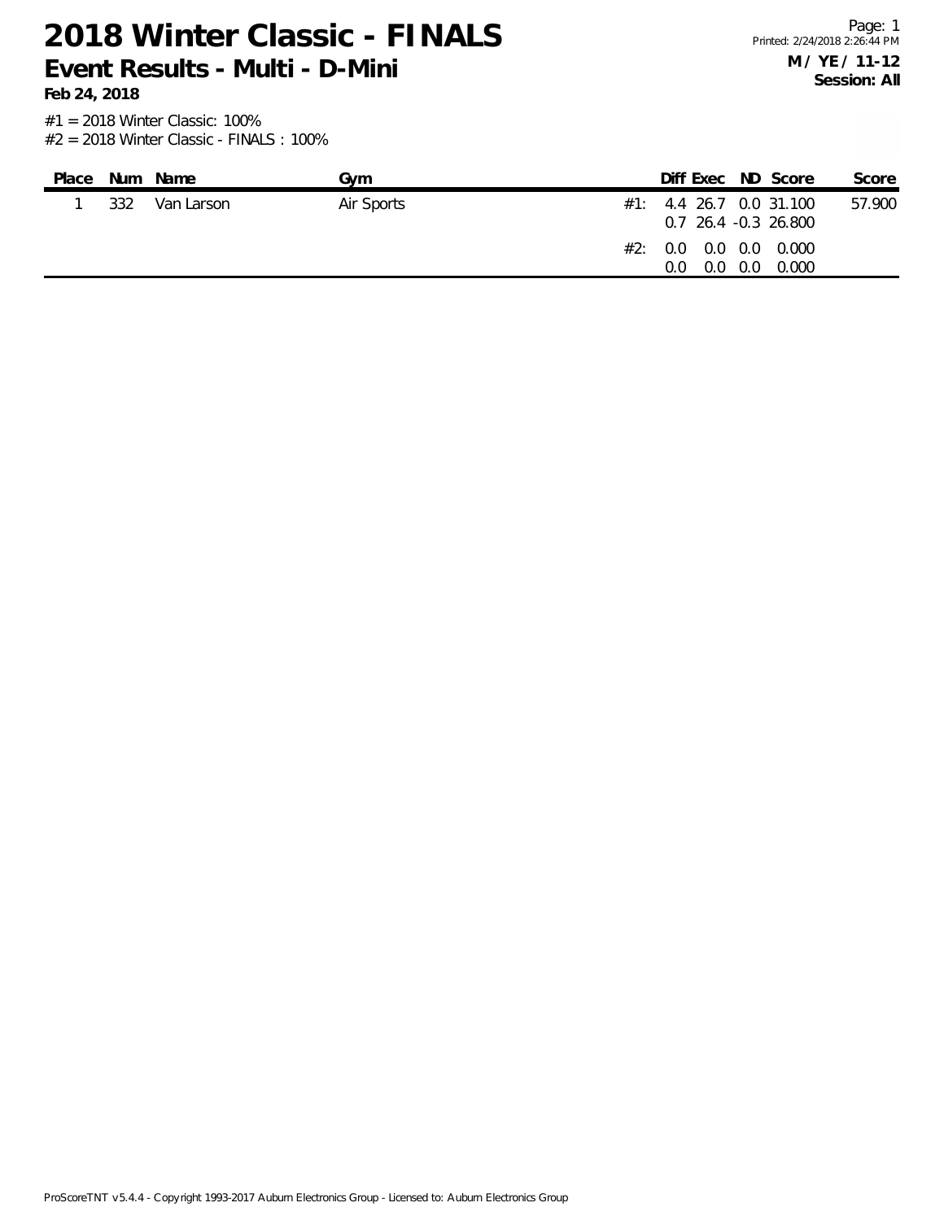# 2018 Winter Classic - FINALS

## Event Results - Multi - D-Mini

**Feb 24, 2018**

Page: 1
Printed: 2/24/2018 2:26:44 PM

**M / YE / 11-12**
**Session: All**

#1 = 2018 Winter Classic: 100%
#2 = 2018 Winter Classic - FINALS : 100%

| Place | Num | Name | Gym | | Diff | Exec | ND | Score | Score |
|---|---|---|---|---|---|---|---|---|---|
| 1 | 332 | Van Larson | Air Sports | #1: | 4.4 | 26.7 | 0.0 | 31.100 | 57.900 |
| | | | | | 0.7 | 26.4 | -0.3 | 26.800 | |
| | | | | #2: | 0.0 | 0.0 | 0.0 | 0.000 | |
| | | | | | 0.0 | 0.0 | 0.0 | 0.000 | |

ProScoreTNT v5.4.4 - Copyright 1993-2017 Auburn Electronics Group - Licensed to: Auburn Electronics Group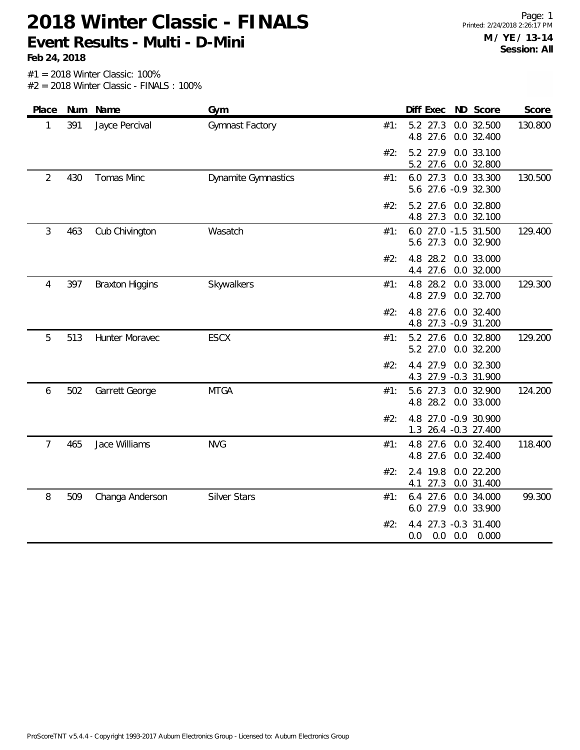# 2018 Winter Classic - FINALS

## Event Results - Multi - D-Mini

**Feb 24, 2018**

**M / YE / 13-14**
**Session: All**

#1 = 2018 Winter Classic: 100%
#2 = 2018 Winter Classic - FINALS : 100%

| Place | Num | Name | Gym | | Diff | Exec | ND | Score | Score |
|---|---|---|---|---|---|---|---|---|---|
| 1 | 391 | Jayce Percival | Gymnast Factory | #1: | 5.2 | 27.3 | 0.0 | 32.500 | 130.800 |
| | | | | | 4.8 | 27.6 | 0.0 | 32.400 | |
| | | | | #2: | 5.2 | 27.9 | 0.0 | 33.100 | |
| | | | | | 5.2 | 27.6 | 0.0 | 32.800 | |
| 2 | 430 | Tomas Minc | Dynamite Gymnastics | #1: | 6.0 | 27.3 | 0.0 | 33.300 | 130.500 |
| | | | | | 5.6 | 27.6 | -0.9 | 32.300 | |
| | | | | #2: | 5.2 | 27.6 | 0.0 | 32.800 | |
| | | | | | 4.8 | 27.3 | 0.0 | 32.100 | |
| 3 | 463 | Cub Chivington | Wasatch | #1: | 6.0 | 27.0 | -1.5 | 31.500 | 129.400 |
| | | | | | 5.6 | 27.3 | 0.0 | 32.900 | |
| | | | | #2: | 4.8 | 28.2 | 0.0 | 33.000 | |
| | | | | | 4.4 | 27.6 | 0.0 | 32.000 | |
| 4 | 397 | Braxton Higgins | Skywalkers | #1: | 4.8 | 28.2 | 0.0 | 33.000 | 129.300 |
| | | | | | 4.8 | 27.9 | 0.0 | 32.700 | |
| | | | | #2: | 4.8 | 27.6 | 0.0 | 32.400 | |
| | | | | | 4.8 | 27.3 | -0.9 | 31.200 | |
| 5 | 513 | Hunter Moravec | ESCX | #1: | 5.2 | 27.6 | 0.0 | 32.800 | 129.200 |
| | | | | | 5.2 | 27.0 | 0.0 | 32.200 | |
| | | | | #2: | 4.4 | 27.9 | 0.0 | 32.300 | |
| | | | | | 4.3 | 27.9 | -0.3 | 31.900 | |
| 6 | 502 | Garrett George | MTGA | #1: | 5.6 | 27.3 | 0.0 | 32.900 | 124.200 |
| | | | | | 4.8 | 28.2 | 0.0 | 33.000 | |
| | | | | #2: | 4.8 | 27.0 | -0.9 | 30.900 | |
| | | | | | 1.3 | 26.4 | -0.3 | 27.400 | |
| 7 | 465 | Jace Williams | NVG | #1: | 4.8 | 27.6 | 0.0 | 32.400 | 118.400 |
| | | | | | 4.8 | 27.6 | 0.0 | 32.400 | |
| | | | | #2: | 2.4 | 19.8 | 0.0 | 22.200 | |
| | | | | | 4.1 | 27.3 | 0.0 | 31.400 | |
| 8 | 509 | Changa Anderson | Silver Stars | #1: | 6.4 | 27.6 | 0.0 | 34.000 | 99.300 |
| | | | | | 6.0 | 27.9 | 0.0 | 33.900 | |
| | | | | #2: | 4.4 | 27.3 | -0.3 | 31.400 | |
| | | | | | 0.0 | 0.0 | 0.0 | 0.000 | |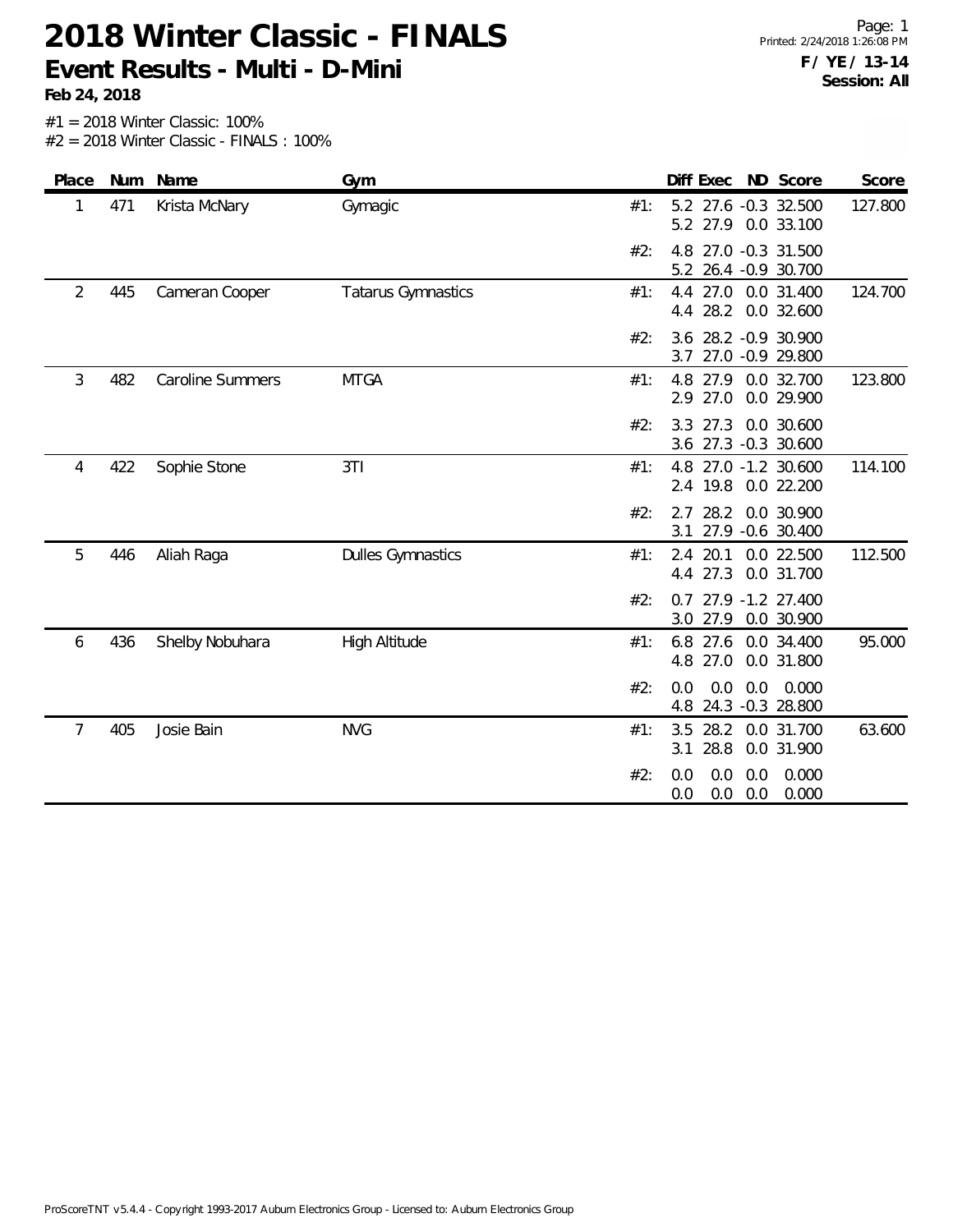# 2018 Winter Classic - FINALS

## Event Results - Multi - D-Mini

**Feb 24, 2018**

Printed: 2/24/2018 1:26:08 PM

**F / YE / 13-14**
**Session: All**

#1 = 2018 Winter Classic: 100%
#2 = 2018 Winter Classic - FINALS : 100%

| Place | Num | Name | Gym | | Diff | Exec | ND | Score | Score |
|---|---|---|---|---|---|---|---|---|---|
| 1 | 471 | Krista McNary | Gymagic | #1: | 5.2 | 27.6 | -0.3 | 32.500 | 127.800 |
| | | | | | 5.2 | 27.9 | 0.0 | 33.100 | |
| | | | | #2: | 4.8 | 27.0 | -0.3 | 31.500 | |
| | | | | | 5.2 | 26.4 | -0.9 | 30.700 | |
| 2 | 445 | Cameran Cooper | Tatarus Gymnastics | #1: | 4.4 | 27.0 | 0.0 | 31.400 | 124.700 |
| | | | | | 4.4 | 28.2 | 0.0 | 32.600 | |
| | | | | #2: | 3.6 | 28.2 | -0.9 | 30.900 | |
| | | | | | 3.7 | 27.0 | -0.9 | 29.800 | |
| 3 | 482 | Caroline Summers | MTGA | #1: | 4.8 | 27.9 | 0.0 | 32.700 | 123.800 |
| | | | | | 2.9 | 27.0 | 0.0 | 29.900 | |
| | | | | #2: | 3.3 | 27.3 | 0.0 | 30.600 | |
| | | | | | 3.6 | 27.3 | -0.3 | 30.600 | |
| 4 | 422 | Sophie Stone | 3TI | #1: | 4.8 | 27.0 | -1.2 | 30.600 | 114.100 |
| | | | | | 2.4 | 19.8 | 0.0 | 22.200 | |
| | | | | #2: | 2.7 | 28.2 | 0.0 | 30.900 | |
| | | | | | 3.1 | 27.9 | -0.6 | 30.400 | |
| 5 | 446 | Aliah Raga | Dulles Gymnastics | #1: | 2.4 | 20.1 | 0.0 | 22.500 | 112.500 |
| | | | | | 4.4 | 27.3 | 0.0 | 31.700 | |
| | | | | #2: | 0.7 | 27.9 | -1.2 | 27.400 | |
| | | | | | 3.0 | 27.9 | 0.0 | 30.900 | |
| 6 | 436 | Shelby Nobuhara | High Altitude | #1: | 6.8 | 27.6 | 0.0 | 34.400 | 95.000 |
| | | | | | 4.8 | 27.0 | 0.0 | 31.800 | |
| | | | | #2: | 0.0 | 0.0 | 0.0 | 0.000 | |
| | | | | | 4.8 | 24.3 | -0.3 | 28.800 | |
| 7 | 405 | Josie Bain | NVG | #1: | 3.5 | 28.2 | 0.0 | 31.700 | 63.600 |
| | | | | | 3.1 | 28.8 | 0.0 | 31.900 | |
| | | | | #2: | 0.0 | 0.0 | 0.0 | 0.000 | |
| | | | | | 0.0 | 0.0 | 0.0 | 0.000 | |

ProScoreTNT v5.4.4 - Copyright 1993-2017 Auburn Electronics Group - Licensed to: Auburn Electronics Group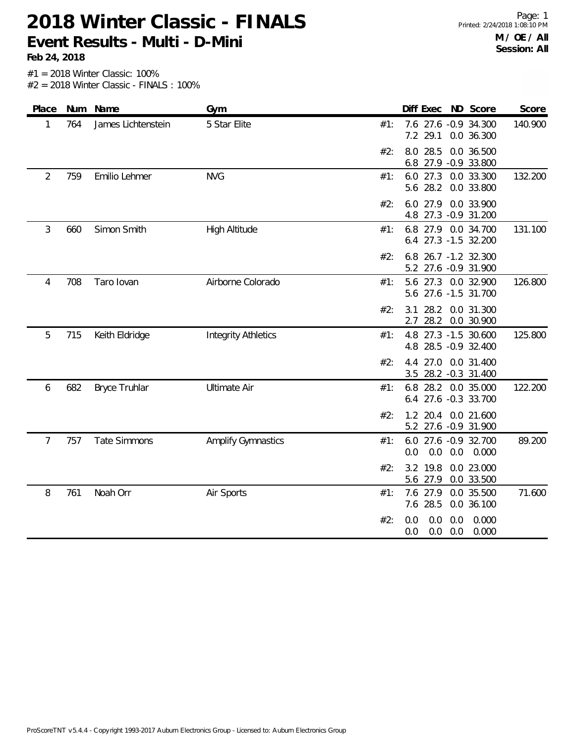# 2018 Winter Classic - FINALS

## Event Results - Multi - D-Mini

**Feb 24, 2018**

Printed: 2/24/2018 1:08:10 PM

**M / OE / All**
**Session: All**

#1 = 2018 Winter Classic: 100%
#2 = 2018 Winter Classic - FINALS : 100%

| Place | Num | Name | Gym | | Diff | Exec | ND | Score | Score |
|---|---|---|---|---|---|---|---|---|---|
| 1 | 764 | James Lichtenstein | 5 Star Elite | #1: | 7.6 | 27.6 | -0.9 | 34.300 | 140.900 |
| | | | | | 7.2 | 29.1 | 0.0 | 36.300 | |
| | | | | #2: | 8.0 | 28.5 | 0.0 | 36.500 | |
| | | | | | 6.8 | 27.9 | -0.9 | 33.800 | |
| 2 | 759 | Emilio Lehmer | NVG | #1: | 6.0 | 27.3 | 0.0 | 33.300 | 132.200 |
| | | | | | 5.6 | 28.2 | 0.0 | 33.800 | |
| | | | | #2: | 6.0 | 27.9 | 0.0 | 33.900 | |
| | | | | | 4.8 | 27.3 | -0.9 | 31.200 | |
| 3 | 660 | Simon Smith | High Altitude | #1: | 6.8 | 27.9 | 0.0 | 34.700 | 131.100 |
| | | | | | 6.4 | 27.3 | -1.5 | 32.200 | |
| | | | | #2: | 6.8 | 26.7 | -1.2 | 32.300 | |
| | | | | | 5.2 | 27.6 | -0.9 | 31.900 | |
| 4 | 708 | Taro Iovan | Airborne Colorado | #1: | 5.6 | 27.3 | 0.0 | 32.900 | 126.800 |
| | | | | | 5.6 | 27.6 | -1.5 | 31.700 | |
| | | | | #2: | 3.1 | 28.2 | 0.0 | 31.300 | |
| | | | | | 2.7 | 28.2 | 0.0 | 30.900 | |
| 5 | 715 | Keith Eldridge | Integrity Athletics | #1: | 4.8 | 27.3 | -1.5 | 30.600 | 125.800 |
| | | | | | 4.8 | 28.5 | -0.9 | 32.400 | |
| | | | | #2: | 4.4 | 27.0 | 0.0 | 31.400 | |
| | | | | | 3.5 | 28.2 | -0.3 | 31.400 | |
| 6 | 682 | Bryce Truhlar | Ultimate Air | #1: | 6.8 | 28.2 | 0.0 | 35.000 | 122.200 |
| | | | | | 6.4 | 27.6 | -0.3 | 33.700 | |
| | | | | #2: | 1.2 | 20.4 | 0.0 | 21.600 | |
| | | | | | 5.2 | 27.6 | -0.9 | 31.900 | |
| 7 | 757 | Tate Simmons | Amplify Gymnastics | #1: | 6.0 | 27.6 | -0.9 | 32.700 | 89.200 |
| | | | | | 0.0 | 0.0 | 0.0 | 0.000 | |
| | | | | #2: | 3.2 | 19.8 | 0.0 | 23.000 | |
| | | | | | 5.6 | 27.9 | 0.0 | 33.500 | |
| 8 | 761 | Noah Orr | Air Sports | #1: | 7.6 | 27.9 | 0.0 | 35.500 | 71.600 |
| | | | | | 7.6 | 28.5 | 0.0 | 36.100 | |
| | | | | #2: | 0.0 | 0.0 | 0.0 | 0.000 | |
| | | | | | 0.0 | 0.0 | 0.0 | 0.000 | |

ProScoreTNT v5.4.4 - Copyright 1993-2017 Auburn Electronics Group - Licensed to: Auburn Electronics Group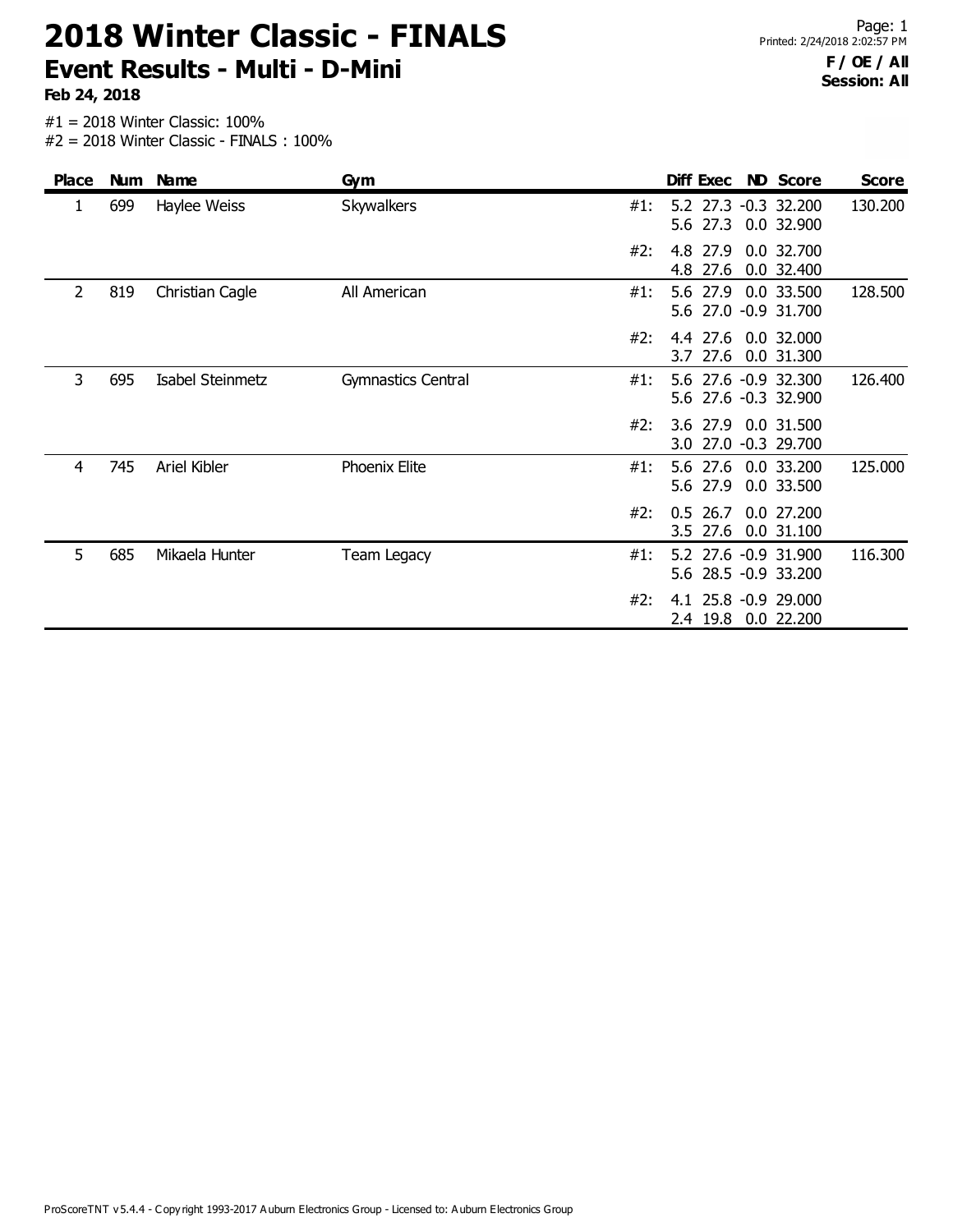# 2018 Winter Classic - FINALS

## Event Results - Multi - D-Mini

**Feb 24, 2018**

**F / OE / All**
**Session: All**

#1 = 2018 Winter Classic: 100%
#2 = 2018 Winter Classic - FINALS : 100%

| Place | Num | Name | Gym | | Diff | Exec | ND | Score | Score |
|---|---|---|---|---|---|---|---|---|---|
| 1 | 699 | Haylee Weiss | Skywalkers | #1: | 5.2 | 27.3 | -0.3 | 32.200 | 130.200 |
| | | | | | 5.6 | 27.3 | 0.0 | 32.900 | |
| | | | | #2: | 4.8 | 27.9 | 0.0 | 32.700 | |
| | | | | | 4.8 | 27.6 | 0.0 | 32.400 | |
| 2 | 819 | Christian Cagle | All American | #1: | 5.6 | 27.9 | 0.0 | 33.500 | 128.500 |
| | | | | | 5.6 | 27.0 | -0.9 | 31.700 | |
| | | | | #2: | 4.4 | 27.6 | 0.0 | 32.000 | |
| | | | | | 3.7 | 27.6 | 0.0 | 31.300 | |
| 3 | 695 | Isabel Steinmetz | Gymnastics Central | #1: | 5.6 | 27.6 | -0.9 | 32.300 | 126.400 |
| | | | | | 5.6 | 27.6 | -0.3 | 32.900 | |
| | | | | #2: | 3.6 | 27.9 | 0.0 | 31.500 | |
| | | | | | 3.0 | 27.0 | -0.3 | 29.700 | |
| 4 | 745 | Ariel Kibler | Phoenix Elite | #1: | 5.6 | 27.6 | 0.0 | 33.200 | 125.000 |
| | | | | | 5.6 | 27.9 | 0.0 | 33.500 | |
| | | | | #2: | 0.5 | 26.7 | 0.0 | 27.200 | |
| | | | | | 3.5 | 27.6 | 0.0 | 31.100 | |
| 5 | 685 | Mikaela Hunter | Team Legacy | #1: | 5.2 | 27.6 | -0.9 | 31.900 | 116.300 |
| | | | | | 5.6 | 28.5 | -0.9 | 33.200 | |
| | | | | #2: | 4.1 | 25.8 | -0.9 | 29.000 | |
| | | | | | 2.4 | 19.8 | 0.0 | 22.200 | |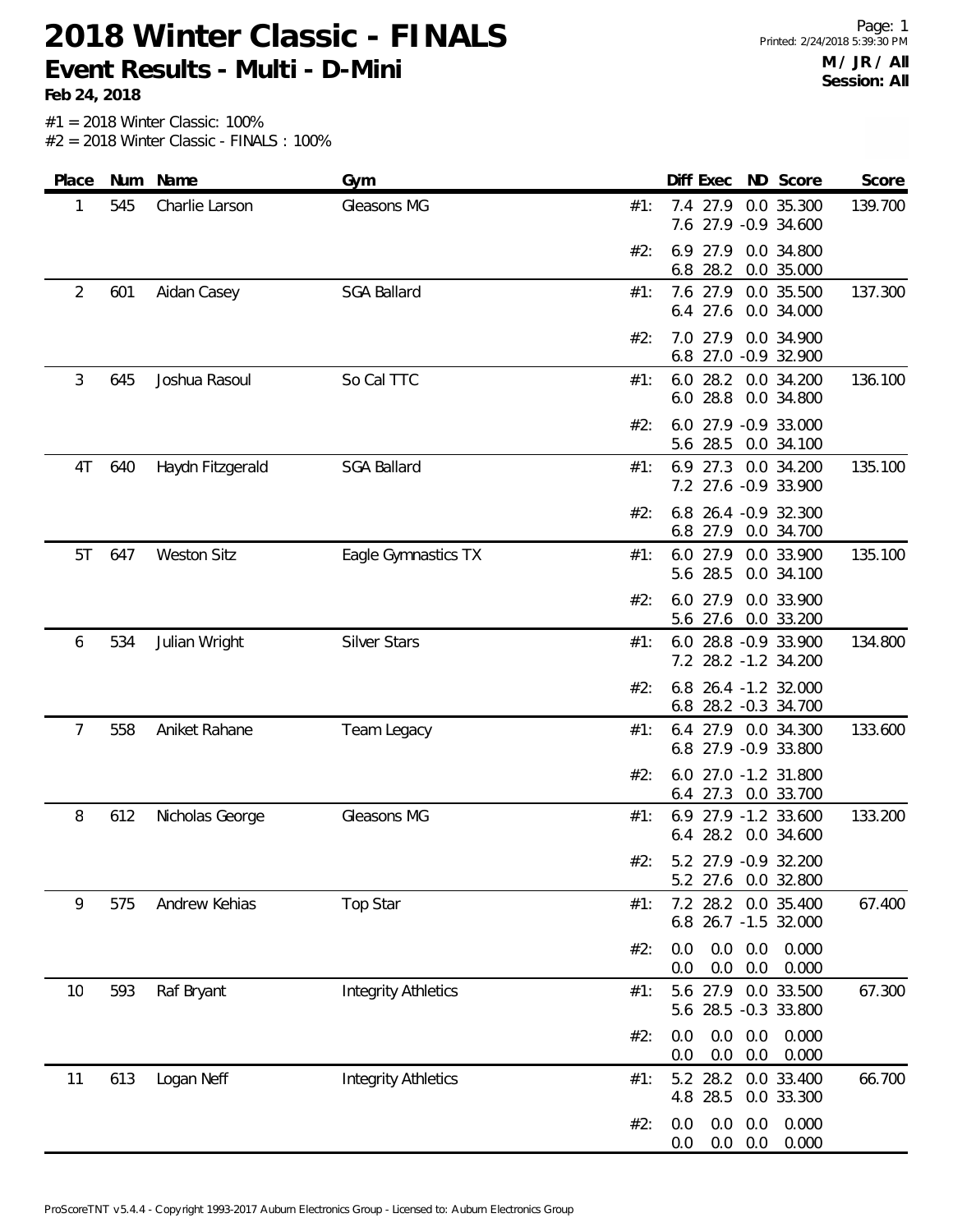# 2018 Winter Classic - FINALS

## Event Results - Multi - D-Mini

**Feb 24, 2018**

**M / JR / All**
**Session: All**

#1 = 2018 Winter Classic: 100%
#2 = 2018 Winter Classic - FINALS : 100%

| Place | Num | Name | Gym | | Diff | Exec | ND | Score | Score |
|---|---|---|---|---|---|---|---|---|---|
| 1 | 545 | Charlie Larson | Gleasons MG | #1: | 7.4 | 27.9 | 0.0 | 35.300 | 139.700 |
| | | | | | 7.6 | 27.9 | -0.9 | 34.600 | |
| | | | | #2: | 6.9 | 27.9 | 0.0 | 34.800 | |
| | | | | | 6.8 | 28.2 | 0.0 | 35.000 | |
| 2 | 601 | Aidan Casey | SGA Ballard | #1: | 7.6 | 27.9 | 0.0 | 35.500 | 137.300 |
| | | | | | 6.4 | 27.6 | 0.0 | 34.000 | |
| | | | | #2: | 7.0 | 27.9 | 0.0 | 34.900 | |
| | | | | | 6.8 | 27.0 | -0.9 | 32.900 | |
| 3 | 645 | Joshua Rasoul | So Cal TTC | #1: | 6.0 | 28.2 | 0.0 | 34.200 | 136.100 |
| | | | | | 6.0 | 28.8 | 0.0 | 34.800 | |
| | | | | #2: | 6.0 | 27.9 | -0.9 | 33.000 | |
| | | | | | 5.6 | 28.5 | 0.0 | 34.100 | |
| 4T | 640 | Haydn Fitzgerald | SGA Ballard | #1: | 6.9 | 27.3 | 0.0 | 34.200 | 135.100 |
| | | | | | 7.2 | 27.6 | -0.9 | 33.900 | |
| | | | | #2: | 6.8 | 26.4 | -0.9 | 32.300 | |
| | | | | | 6.8 | 27.9 | 0.0 | 34.700 | |
| 5T | 647 | Weston Sitz | Eagle Gymnastics TX | #1: | 6.0 | 27.9 | 0.0 | 33.900 | 135.100 |
| | | | | | 5.6 | 28.5 | 0.0 | 34.100 | |
| | | | | #2: | 6.0 | 27.9 | 0.0 | 33.900 | |
| | | | | | 5.6 | 27.6 | 0.0 | 33.200 | |
| 6 | 534 | Julian Wright | Silver Stars | #1: | 6.0 | 28.8 | -0.9 | 33.900 | 134.800 |
| | | | | | 7.2 | 28.2 | -1.2 | 34.200 | |
| | | | | #2: | 6.8 | 26.4 | -1.2 | 32.000 | |
| | | | | | 6.8 | 28.2 | -0.3 | 34.700 | |
| 7 | 558 | Aniket Rahane | Team Legacy | #1: | 6.4 | 27.9 | 0.0 | 34.300 | 133.600 |
| | | | | | 6.8 | 27.9 | -0.9 | 33.800 | |
| | | | | #2: | 6.0 | 27.0 | -1.2 | 31.800 | |
| | | | | | 6.4 | 27.3 | 0.0 | 33.700 | |
| 8 | 612 | Nicholas George | Gleasons MG | #1: | 6.9 | 27.9 | -1.2 | 33.600 | 133.200 |
| | | | | | 6.4 | 28.2 | 0.0 | 34.600 | |
| | | | | #2: | 5.2 | 27.9 | -0.9 | 32.200 | |
| | | | | | 5.2 | 27.6 | 0.0 | 32.800 | |
| 9 | 575 | Andrew Kehias | Top Star | #1: | 7.2 | 28.2 | 0.0 | 35.400 | 67.400 |
| | | | | | 6.8 | 26.7 | -1.5 | 32.000 | |
| | | | | #2: | 0.0 | 0.0 | 0.0 | 0.000 | |
| | | | | | 0.0 | 0.0 | 0.0 | 0.000 | |
| 10 | 593 | Raf Bryant | Integrity Athletics | #1: | 5.6 | 27.9 | 0.0 | 33.500 | 67.300 |
| | | | | | 5.6 | 28.5 | -0.3 | 33.800 | |
| | | | | #2: | 0.0 | 0.0 | 0.0 | 0.000 | |
| | | | | | 0.0 | 0.0 | 0.0 | 0.000 | |
| 11 | 613 | Logan Neff | Integrity Athletics | #1: | 5.2 | 28.2 | 0.0 | 33.400 | 66.700 |
| | | | | | 4.8 | 28.5 | 0.0 | 33.300 | |
| | | | | #2: | 0.0 | 0.0 | 0.0 | 0.000 | |
| | | | | | 0.0 | 0.0 | 0.0 | 0.000 | |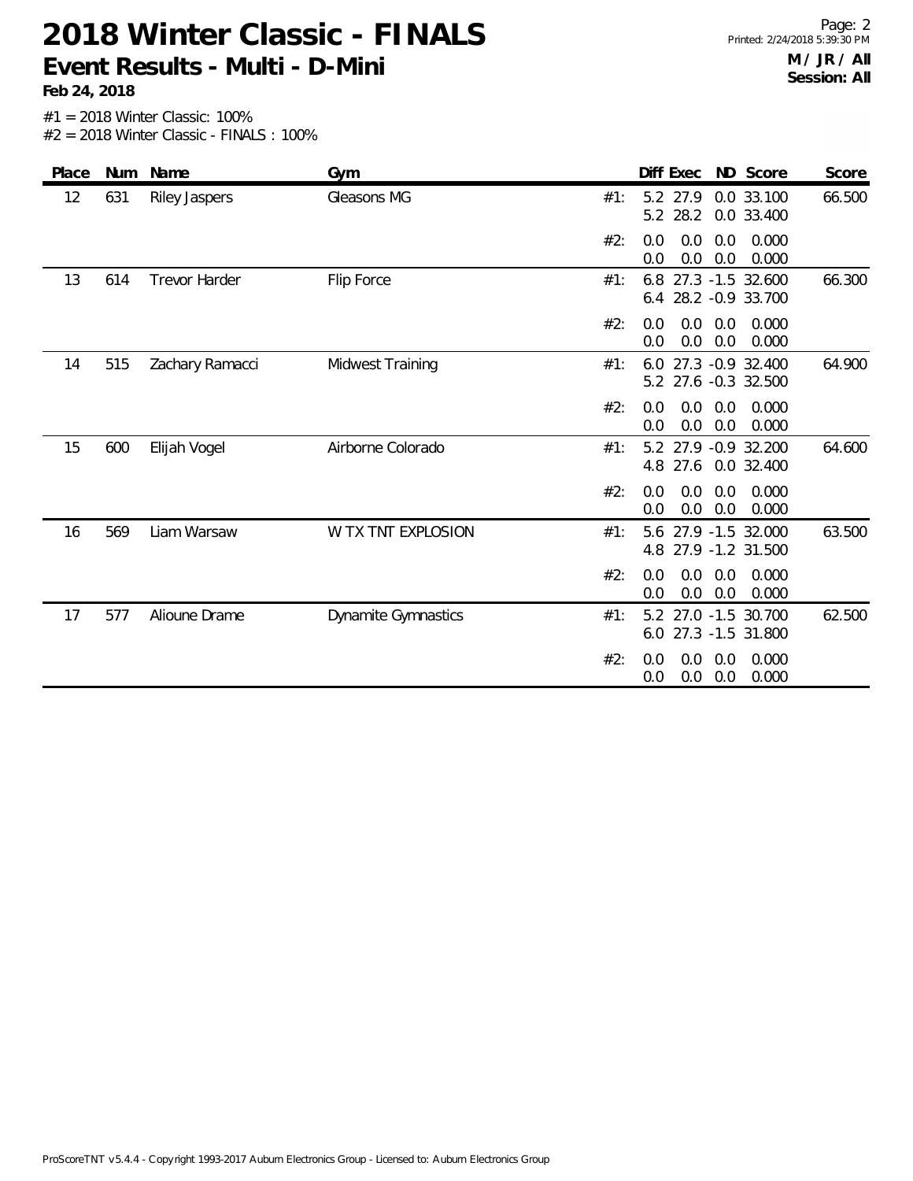# 2018 Winter Classic - FINALS

## Event Results - Multi - D-Mini

**Feb 24, 2018**

**M / JR / All**
**Session: All**

#1 = 2018 Winter Classic: 100%
#2 = 2018 Winter Classic - FINALS : 100%

| Place | Num | Name | Gym | | Diff | Exec | ND | Score | Score |
|---|---|---|---|---|---|---|---|---|---|
| 12 | 631 | Riley Jaspers | Gleasons MG | #1: | 5.2 | 27.9 | 0.0 | 33.100 | 66.500 |
| | | | | | 5.2 | 28.2 | 0.0 | 33.400 | |
| | | | | #2: | 0.0 | 0.0 | 0.0 | 0.000 | |
| | | | | | 0.0 | 0.0 | 0.0 | 0.000 | |
| 13 | 614 | Trevor Harder | Flip Force | #1: | 6.8 | 27.3 | -1.5 | 32.600 | 66.300 |
| | | | | | 6.4 | 28.2 | -0.9 | 33.700 | |
| | | | | #2: | 0.0 | 0.0 | 0.0 | 0.000 | |
| | | | | | 0.0 | 0.0 | 0.0 | 0.000 | |
| 14 | 515 | Zachary Ramacci | Midwest Training | #1: | 6.0 | 27.3 | -0.9 | 32.400 | 64.900 |
| | | | | | 5.2 | 27.6 | -0.3 | 32.500 | |
| | | | | #2: | 0.0 | 0.0 | 0.0 | 0.000 | |
| | | | | | 0.0 | 0.0 | 0.0 | 0.000 | |
| 15 | 600 | Elijah Vogel | Airborne Colorado | #1: | 5.2 | 27.9 | -0.9 | 32.200 | 64.600 |
| | | | | | 4.8 | 27.6 | 0.0 | 32.400 | |
| | | | | #2: | 0.0 | 0.0 | 0.0 | 0.000 | |
| | | | | | 0.0 | 0.0 | 0.0 | 0.000 | |
| 16 | 569 | Liam Warsaw | W TX TNT EXPLOSION | #1: | 5.6 | 27.9 | -1.5 | 32.000 | 63.500 |
| | | | | | 4.8 | 27.9 | -1.2 | 31.500 | |
| | | | | #2: | 0.0 | 0.0 | 0.0 | 0.000 | |
| | | | | | 0.0 | 0.0 | 0.0 | 0.000 | |
| 17 | 577 | Alioune Drame | Dynamite Gymnastics | #1: | 5.2 | 27.0 | -1.5 | 30.700 | 62.500 |
| | | | | | 6.0 | 27.3 | -1.5 | 31.800 | |
| | | | | #2: | 0.0 | 0.0 | 0.0 | 0.000 | |
| | | | | | 0.0 | 0.0 | 0.0 | 0.000 | |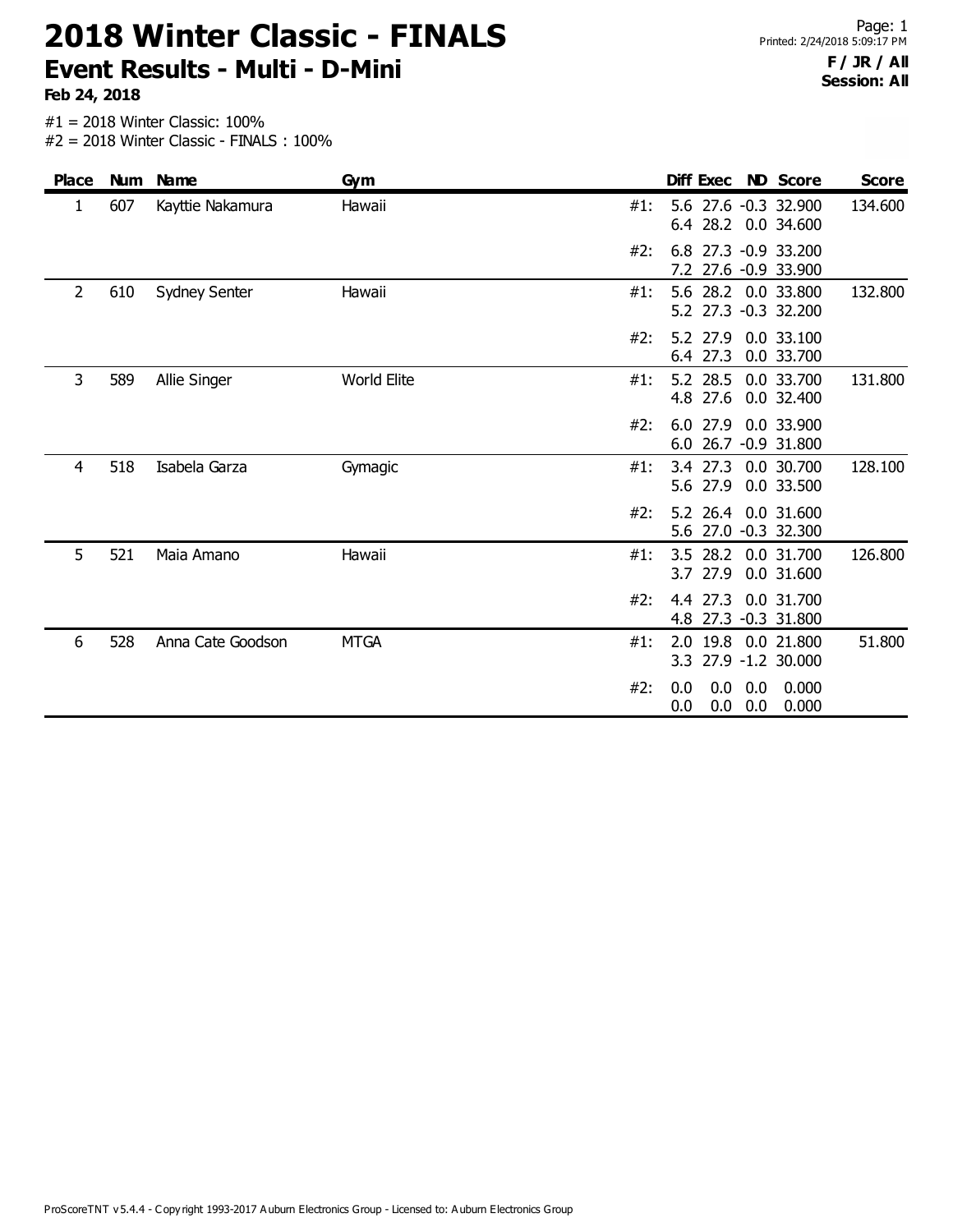# 2018 Winter Classic - FINALS

## Event Results - Multi - D-Mini

**Feb 24, 2018**

**F / JR / All**
**Session: All**

#1 = 2018 Winter Classic: 100%
#2 = 2018 Winter Classic - FINALS : 100%

| Place | Num | Name | Gym | | Diff | Exec | ND | Score | Score |
|---|---|---|---|---|---|---|---|---|---|
| 1 | 607 | Kayttie Nakamura | Hawaii | #1: | 5.6 | 27.6 | -0.3 | 32.900 | 134.600 |
| | | | | | 6.4 | 28.2 | 0.0 | 34.600 | |
| | | | | #2: | 6.8 | 27.3 | -0.9 | 33.200 | |
| | | | | | 7.2 | 27.6 | -0.9 | 33.900 | |
| 2 | 610 | Sydney Senter | Hawaii | #1: | 5.6 | 28.2 | 0.0 | 33.800 | 132.800 |
| | | | | | 5.2 | 27.3 | -0.3 | 32.200 | |
| | | | | #2: | 5.2 | 27.9 | 0.0 | 33.100 | |
| | | | | | 6.4 | 27.3 | 0.0 | 33.700 | |
| 3 | 589 | Allie Singer | World Elite | #1: | 5.2 | 28.5 | 0.0 | 33.700 | 131.800 |
| | | | | | 4.8 | 27.6 | 0.0 | 32.400 | |
| | | | | #2: | 6.0 | 27.9 | 0.0 | 33.900 | |
| | | | | | 6.0 | 26.7 | -0.9 | 31.800 | |
| 4 | 518 | Isabela Garza | Gymagic | #1: | 3.4 | 27.3 | 0.0 | 30.700 | 128.100 |
| | | | | | 5.6 | 27.9 | 0.0 | 33.500 | |
| | | | | #2: | 5.2 | 26.4 | 0.0 | 31.600 | |
| | | | | | 5.6 | 27.0 | -0.3 | 32.300 | |
| 5 | 521 | Maia Amano | Hawaii | #1: | 3.5 | 28.2 | 0.0 | 31.700 | 126.800 |
| | | | | | 3.7 | 27.9 | 0.0 | 31.600 | |
| | | | | #2: | 4.4 | 27.3 | 0.0 | 31.700 | |
| | | | | | 4.8 | 27.3 | -0.3 | 31.800 | |
| 6 | 528 | Anna Cate Goodson | MTGA | #1: | 2.0 | 19.8 | 0.0 | 21.800 | 51.800 |
| | | | | | 3.3 | 27.9 | -1.2 | 30.000 | |
| | | | | #2: | 0.0 | 0.0 | 0.0 | 0.000 | |
| | | | | | 0.0 | 0.0 | 0.0 | 0.000 | |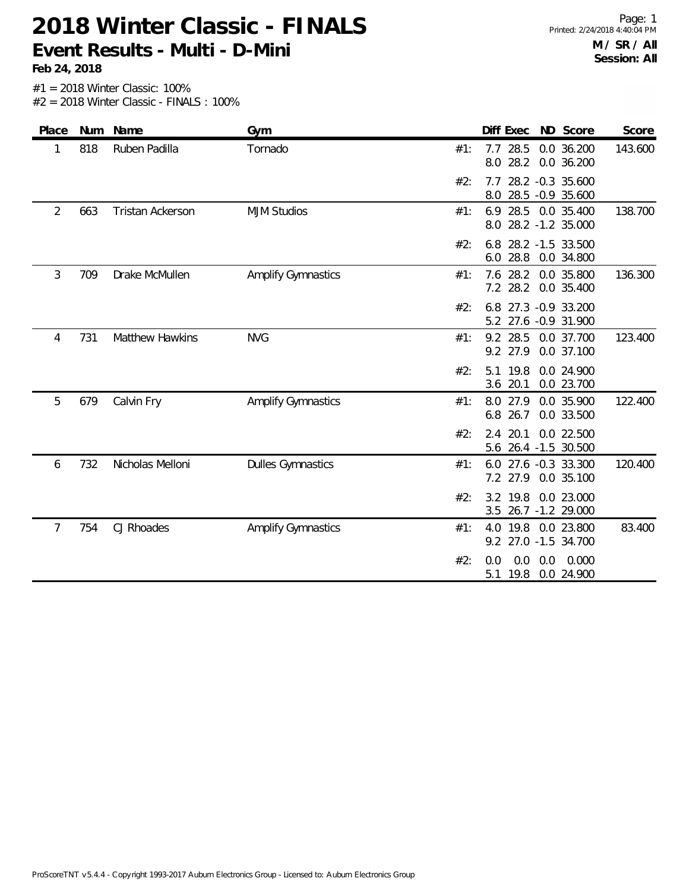# 2018 Winter Classic - FINALS

## Event Results - Multi - D-Mini

**Feb 24, 2018**

Page: 1
Printed: 2/24/2018 4:40:04 PM

**M / SR / All**
**Session: All**

#1 = 2018 Winter Classic: 100%
#2 = 2018 Winter Classic - FINALS : 100%

| Place | Num | Name | Gym | | Diff | Exec | ND | Score | Score |
|---|---|---|---|---|---|---|---|---|---|
| 1 | 818 | Ruben Padilla | Tornado | #1: | 7.7 | 28.5 | 0.0 | 36.200 | 143.600 |
| | | | | | 8.0 | 28.2 | 0.0 | 36.200 | |
| | | | | #2: | 7.7 | 28.2 | -0.3 | 35.600 | |
| | | | | | 8.0 | 28.5 | -0.9 | 35.600 | |
| 2 | 663 | Tristan Ackerson | MJM Studios | #1: | 6.9 | 28.5 | 0.0 | 35.400 | 138.700 |
| | | | | | 8.0 | 28.2 | -1.2 | 35.000 | |
| | | | | #2: | 6.8 | 28.2 | -1.5 | 33.500 | |
| | | | | | 6.0 | 28.8 | 0.0 | 34.800 | |
| 3 | 709 | Drake McMullen | Amplify Gymnastics | #1: | 7.6 | 28.2 | 0.0 | 35.800 | 136.300 |
| | | | | | 7.2 | 28.2 | 0.0 | 35.400 | |
| | | | | #2: | 6.8 | 27.3 | -0.9 | 33.200 | |
| | | | | | 5.2 | 27.6 | -0.9 | 31.900 | |
| 4 | 731 | Matthew Hawkins | NVG | #1: | 9.2 | 28.5 | 0.0 | 37.700 | 123.400 |
| | | | | | 9.2 | 27.9 | 0.0 | 37.100 | |
| | | | | #2: | 5.1 | 19.8 | 0.0 | 24.900 | |
| | | | | | 3.6 | 20.1 | 0.0 | 23.700 | |
| 5 | 679 | Calvin Fry | Amplify Gymnastics | #1: | 8.0 | 27.9 | 0.0 | 35.900 | 122.400 |
| | | | | | 6.8 | 26.7 | 0.0 | 33.500 | |
| | | | | #2: | 2.4 | 20.1 | 0.0 | 22.500 | |
| | | | | | 5.6 | 26.4 | -1.5 | 30.500 | |
| 6 | 732 | Nicholas Melloni | Dulles Gymnastics | #1: | 6.0 | 27.6 | -0.3 | 33.300 | 120.400 |
| | | | | | 7.2 | 27.9 | 0.0 | 35.100 | |
| | | | | #2: | 3.2 | 19.8 | 0.0 | 23.000 | |
| | | | | | 3.5 | 26.7 | -1.2 | 29.000 | |
| 7 | 754 | CJ Rhoades | Amplify Gymnastics | #1: | 4.0 | 19.8 | 0.0 | 23.800 | 83.400 |
| | | | | | 9.2 | 27.0 | -1.5 | 34.700 | |
| | | | | #2: | 0.0 | 0.0 | 0.0 | 0.000 | |
| | | | | | 5.1 | 19.8 | 0.0 | 24.900 | |

ProScoreTNT v5.4.4 - Copyright 1993-2017 Auburn Electronics Group - Licensed to: Auburn Electronics Group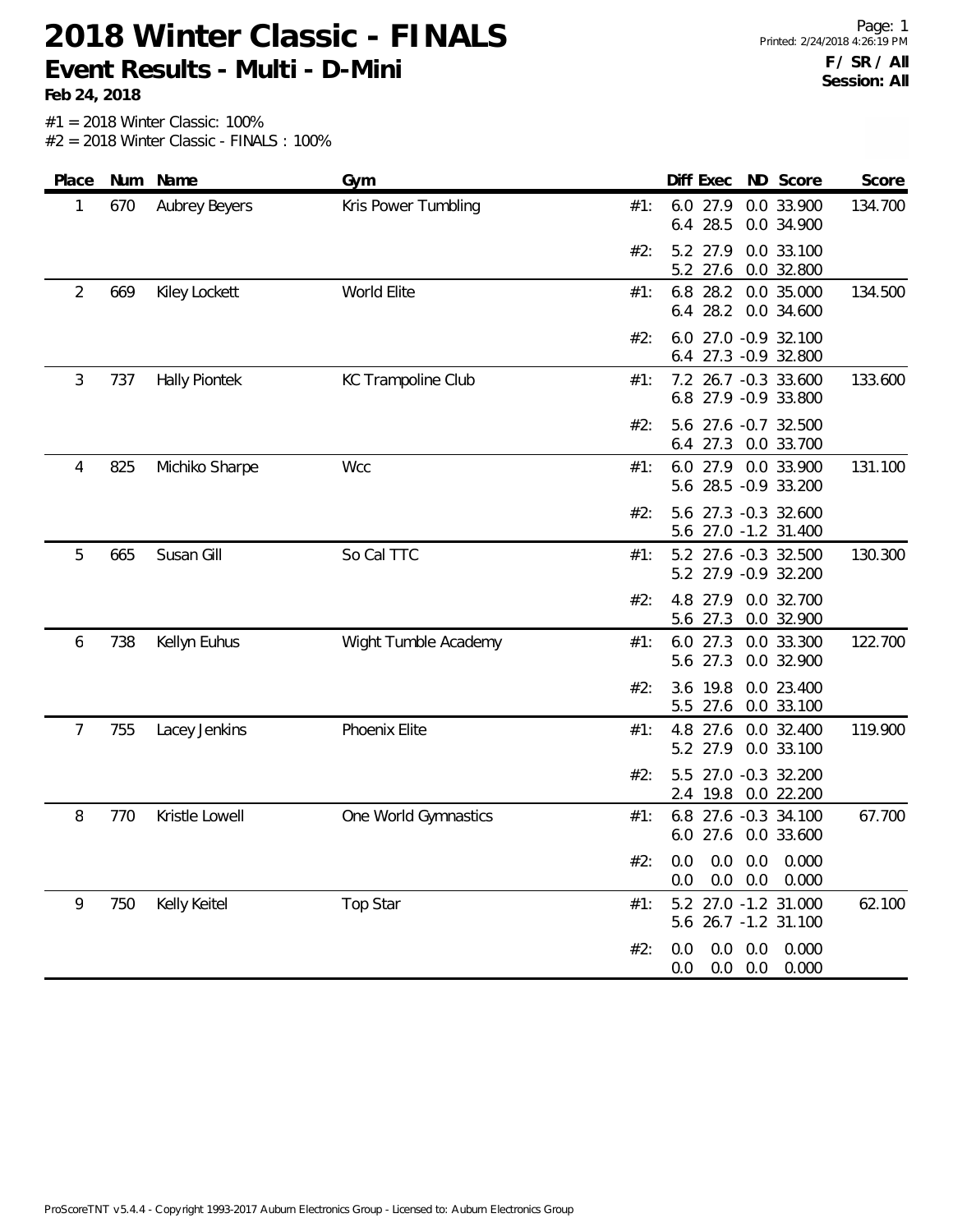# 2018 Winter Classic - FINALS

## Event Results - Multi - D-Mini

**Feb 24, 2018**

Page: 1
Printed: 2/24/2018 4:26:19 PM

**F / SR / All**
**Session: All**

#1 = 2018 Winter Classic: 100%
#2 = 2018 Winter Classic - FINALS : 100%

| Place | Num | Name | Gym | | Diff | Exec | ND | Score | Score |
|---|---|---|---|---|---|---|---|---|---|
| 1 | 670 | Aubrey Beyers | Kris Power Tumbling | #1: | 6.0 | 27.9 | 0.0 | 33.900 | 134.700 |
| | | | | | 6.4 | 28.5 | 0.0 | 34.900 | |
| | | | | #2: | 5.2 | 27.9 | 0.0 | 33.100 | |
| | | | | | 5.2 | 27.6 | 0.0 | 32.800 | |
| 2 | 669 | Kiley Lockett | World Elite | #1: | 6.8 | 28.2 | 0.0 | 35.000 | 134.500 |
| | | | | | 6.4 | 28.2 | 0.0 | 34.600 | |
| | | | | #2: | 6.0 | 27.0 | -0.9 | 32.100 | |
| | | | | | 6.4 | 27.3 | -0.9 | 32.800 | |
| 3 | 737 | Hally Piontek | KC Trampoline Club | #1: | 7.2 | 26.7 | -0.3 | 33.600 | 133.600 |
| | | | | | 6.8 | 27.9 | -0.9 | 33.800 | |
| | | | | #2: | 5.6 | 27.6 | -0.7 | 32.500 | |
| | | | | | 6.4 | 27.3 | 0.0 | 33.700 | |
| 4 | 825 | Michiko Sharpe | Wcc | #1: | 6.0 | 27.9 | 0.0 | 33.900 | 131.100 |
| | | | | | 5.6 | 28.5 | -0.9 | 33.200 | |
| | | | | #2: | 5.6 | 27.3 | -0.3 | 32.600 | |
| | | | | | 5.6 | 27.0 | -1.2 | 31.400 | |
| 5 | 665 | Susan Gill | So Cal TTC | #1: | 5.2 | 27.6 | -0.3 | 32.500 | 130.300 |
| | | | | | 5.2 | 27.9 | -0.9 | 32.200 | |
| | | | | #2: | 4.8 | 27.9 | 0.0 | 32.700 | |
| | | | | | 5.6 | 27.3 | 0.0 | 32.900 | |
| 6 | 738 | Kellyn Euhus | Wight Tumble Academy | #1: | 6.0 | 27.3 | 0.0 | 33.300 | 122.700 |
| | | | | | 5.6 | 27.3 | 0.0 | 32.900 | |
| | | | | #2: | 3.6 | 19.8 | 0.0 | 23.400 | |
| | | | | | 5.5 | 27.6 | 0.0 | 33.100 | |
| 7 | 755 | Lacey Jenkins | Phoenix Elite | #1: | 4.8 | 27.6 | 0.0 | 32.400 | 119.900 |
| | | | | | 5.2 | 27.9 | 0.0 | 33.100 | |
| | | | | #2: | 5.5 | 27.0 | -0.3 | 32.200 | |
| | | | | | 2.4 | 19.8 | 0.0 | 22.200 | |
| 8 | 770 | Kristle Lowell | One World Gymnastics | #1: | 6.8 | 27.6 | -0.3 | 34.100 | 67.700 |
| | | | | | 6.0 | 27.6 | 0.0 | 33.600 | |
| | | | | #2: | 0.0 | 0.0 | 0.0 | 0.000 | |
| | | | | | 0.0 | 0.0 | 0.0 | 0.000 | |
| 9 | 750 | Kelly Keitel | Top Star | #1: | 5.2 | 27.0 | -1.2 | 31.000 | 62.100 |
| | | | | | 5.6 | 26.7 | -1.2 | 31.100 | |
| | | | | #2: | 0.0 | 0.0 | 0.0 | 0.000 | |
| | | | | | 0.0 | 0.0 | 0.0 | 0.000 | |

ProScoreTNT v5.4.4 - Copyright 1993-2017 Auburn Electronics Group - Licensed to: Auburn Electronics Group